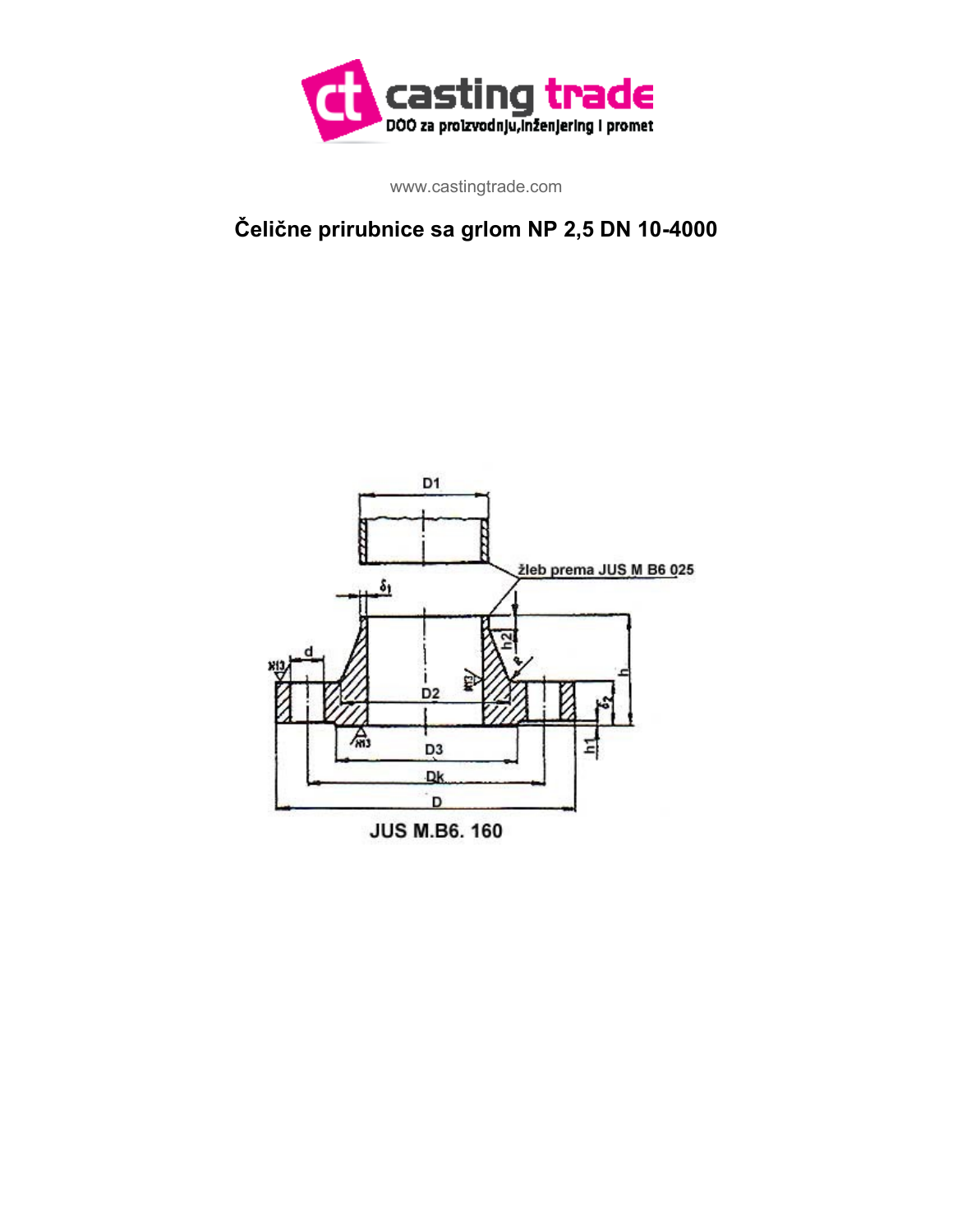www.castingtrade.com

## Čelične prirubnice sa grlom NP 2,5 DN 10-4000

JUS M.B6. 160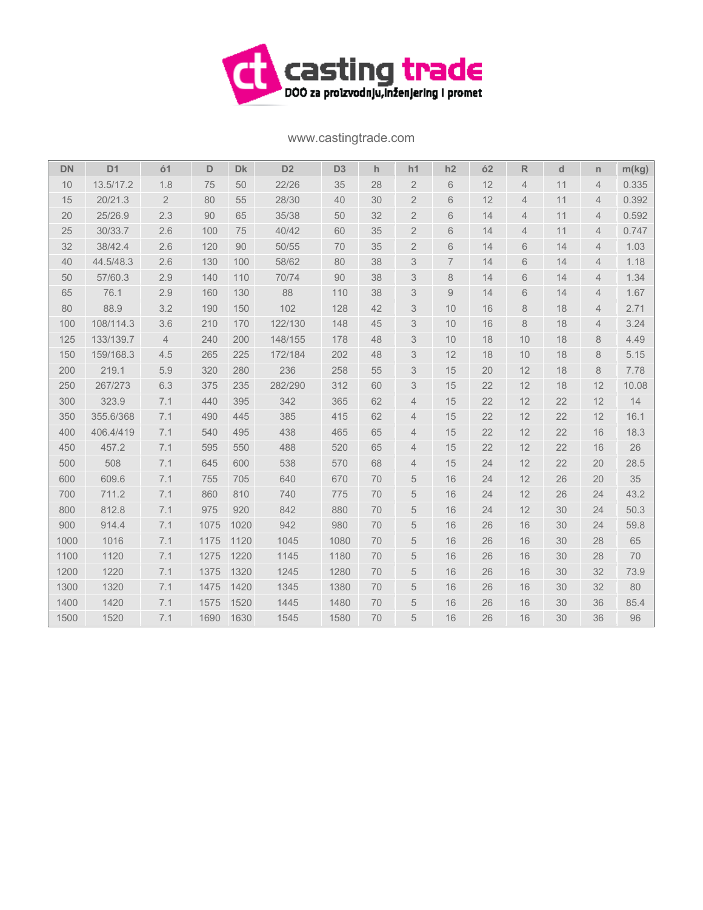casting trade

DOO za proizvodnju,inženjering i promet

www.castingtrade.com

| DN | D1 | ó1 | D | Dk | D2 | D3 | h | h1 | h2 | ó2 | R | d | n | m(kg) |
|---|---|---|---|---|---|---|---|---|---|---|---|---|---|---|
| 10 | 13.5/17.2 | 1.8 | 75 | 50 | 22/26 | 35 | 28 | 2 | 6 | 12 | 4 | 11 | 4 | 0.335 |
| 15 | 20/21.3 | 2 | 80 | 55 | 28/30 | 40 | 30 | 2 | 6 | 12 | 4 | 11 | 4 | 0.392 |
| 20 | 25/26.9 | 2.3 | 90 | 65 | 35/38 | 50 | 32 | 2 | 6 | 14 | 4 | 11 | 4 | 0.592 |
| 25 | 30/33.7 | 2.6 | 100 | 75 | 40/42 | 60 | 35 | 2 | 6 | 14 | 4 | 11 | 4 | 0.747 |
| 32 | 38/42.4 | 2.6 | 120 | 90 | 50/55 | 70 | 35 | 2 | 6 | 14 | 6 | 14 | 4 | 1.03 |
| 40 | 44.5/48.3 | 2.6 | 130 | 100 | 58/62 | 80 | 38 | 3 | 7 | 14 | 6 | 14 | 4 | 1.18 |
| 50 | 57/60.3 | 2.9 | 140 | 110 | 70/74 | 90 | 38 | 3 | 8 | 14 | 6 | 14 | 4 | 1.34 |
| 65 | 76.1 | 2.9 | 160 | 130 | 88 | 110 | 38 | 3 | 9 | 14 | 6 | 14 | 4 | 1.67 |
| 80 | 88.9 | 3.2 | 190 | 150 | 102 | 128 | 42 | 3 | 10 | 16 | 8 | 18 | 4 | 2.71 |
| 100 | 108/114.3 | 3.6 | 210 | 170 | 122/130 | 148 | 45 | 3 | 10 | 16 | 8 | 18 | 4 | 3.24 |
| 125 | 133/139.7 | 4 | 240 | 200 | 148/155 | 178 | 48 | 3 | 10 | 18 | 10 | 18 | 8 | 4.49 |
| 150 | 159/168.3 | 4.5 | 265 | 225 | 172/184 | 202 | 48 | 3 | 12 | 18 | 10 | 18 | 8 | 5.15 |
| 200 | 219.1 | 5.9 | 320 | 280 | 236 | 258 | 55 | 3 | 15 | 20 | 12 | 18 | 8 | 7.78 |
| 250 | 267/273 | 6.3 | 375 | 235 | 282/290 | 312 | 60 | 3 | 15 | 22 | 12 | 18 | 12 | 10.08 |
| 300 | 323.9 | 7.1 | 440 | 395 | 342 | 365 | 62 | 4 | 15 | 22 | 12 | 22 | 12 | 14 |
| 350 | 355.6/368 | 7.1 | 490 | 445 | 385 | 415 | 62 | 4 | 15 | 22 | 12 | 22 | 12 | 16.1 |
| 400 | 406.4/419 | 7.1 | 540 | 495 | 438 | 465 | 65 | 4 | 15 | 22 | 12 | 22 | 16 | 18.3 |
| 450 | 457.2 | 7.1 | 595 | 550 | 488 | 520 | 65 | 4 | 15 | 22 | 12 | 22 | 16 | 26 |
| 500 | 508 | 7.1 | 645 | 600 | 538 | 570 | 68 | 4 | 15 | 24 | 12 | 22 | 20 | 28.5 |
| 600 | 609.6 | 7.1 | 755 | 705 | 640 | 670 | 70 | 5 | 16 | 24 | 12 | 26 | 20 | 35 |
| 700 | 711.2 | 7.1 | 860 | 810 | 740 | 775 | 70 | 5 | 16 | 24 | 12 | 26 | 24 | 43.2 |
| 800 | 812.8 | 7.1 | 975 | 920 | 842 | 880 | 70 | 5 | 16 | 24 | 12 | 30 | 24 | 50.3 |
| 900 | 914.4 | 7.1 | 1075 | 1020 | 942 | 980 | 70 | 5 | 16 | 26 | 16 | 30 | 24 | 59.8 |
| 1000 | 1016 | 7.1 | 1175 | 1120 | 1045 | 1080 | 70 | 5 | 16 | 26 | 16 | 30 | 28 | 65 |
| 1100 | 1120 | 7.1 | 1275 | 1220 | 1145 | 1180 | 70 | 5 | 16 | 26 | 16 | 30 | 28 | 70 |
| 1200 | 1220 | 7.1 | 1375 | 1320 | 1245 | 1280 | 70 | 5 | 16 | 26 | 16 | 30 | 32 | 73.9 |
| 1300 | 1320 | 7.1 | 1475 | 1420 | 1345 | 1380 | 70 | 5 | 16 | 26 | 16 | 30 | 32 | 80 |
| 1400 | 1420 | 7.1 | 1575 | 1520 | 1445 | 1480 | 70 | 5 | 16 | 26 | 16 | 30 | 36 | 85.4 |
| 1500 | 1520 | 7.1 | 1690 | 1630 | 1545 | 1580 | 70 | 5 | 16 | 26 | 16 | 30 | 36 | 96 |